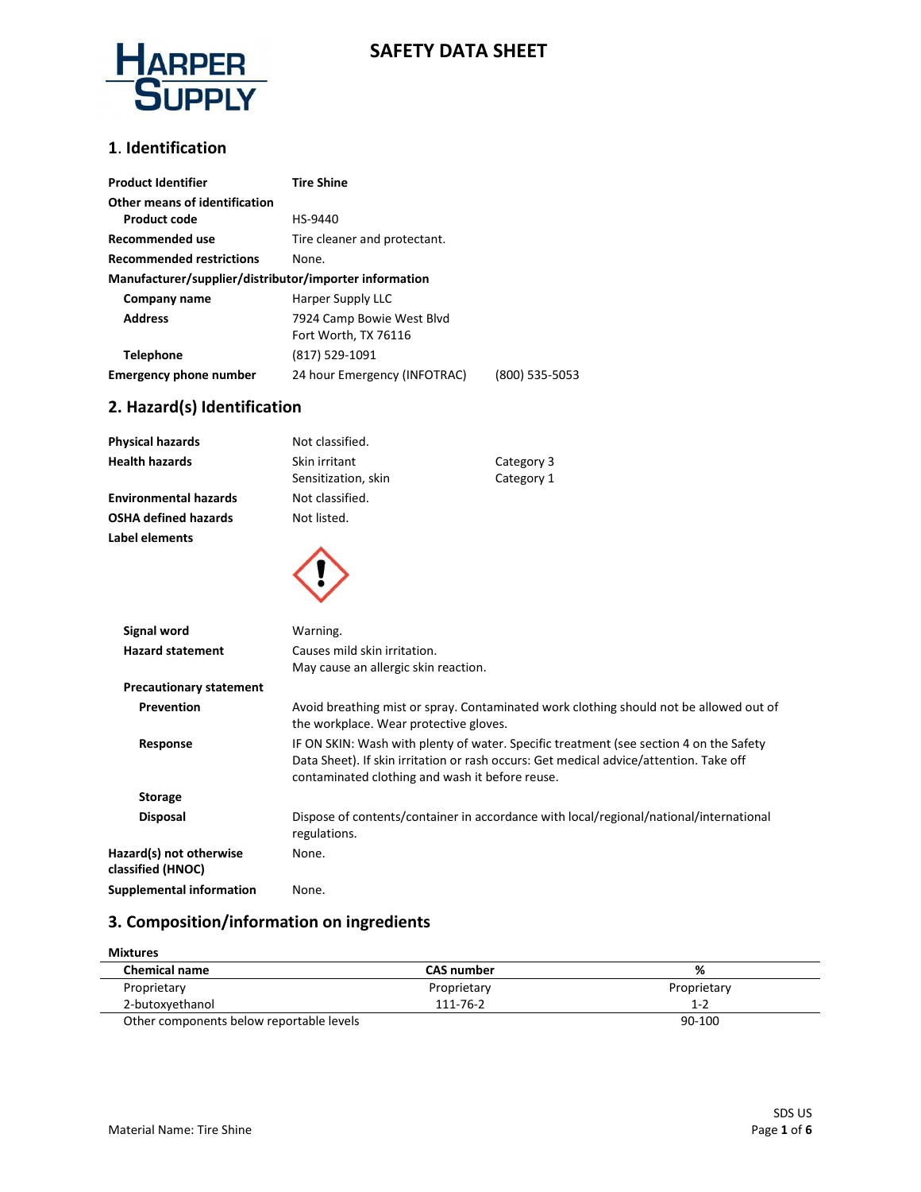# SAFETY DATA SHEET

## 1. Identification

| | | |
|---|---|---|
| **Product Identifier** | **Tire Shine** | |
| **Other means of identification** | | |
| **Product code** | HS-9440 | |
| **Recommended use** | Tire cleaner and protectant. | |
| **Recommended restrictions** | None. | |
| **Manufacturer/supplier/distributor/importer information** | | |
| **Company name** | Harper Supply LLC | |
| **Address** | 7924 Camp Bowie West Blvd<br>Fort Worth, TX 76116 | |
| **Telephone** | (817) 529-1091 | |
| **Emergency phone number** | 24 hour Emergency (INFOTRAC) | (800) 535-5053 |

## 2. Hazard(s) Identification

| | | |
|---|---|---|
| **Physical hazards** | Not classified. | |
| **Health hazards** | Skin irritant | Category 3 |
| | Sensitization, skin | Category 1 |
| **Environmental hazards** | Not classified. | |
| **OSHA defined hazards** | Not listed. | |

**Label elements**

**Signal word** Warning.

**Hazard statement** Causes mild skin irritation.
May cause an allergic skin reaction.

**Precautionary statement**

**Prevention** Avoid breathing mist or spray. Contaminated work clothing should not be allowed out of the workplace. Wear protective gloves.

**Response** IF ON SKIN: Wash with plenty of water. Specific treatment (see section 4 on the Safety Data Sheet). If skin irritation or rash occurs: Get medical advice/attention. Take off contaminated clothing and wash it before reuse.

**Storage**

**Disposal** Dispose of contents/container in accordance with local/regional/national/international regulations.

**Hazard(s) not otherwise classified (HNOC)** None.

**Supplemental information** None.

## 3. Composition/information on ingredients

**Mixtures**

| Chemical name | CAS number | % |
|---|---|---|
| Proprietary | Proprietary | Proprietary |
| 2-butoxyethanol | 111-76-2 | 1-2 |
| Other components below reportable levels | | 90-100 |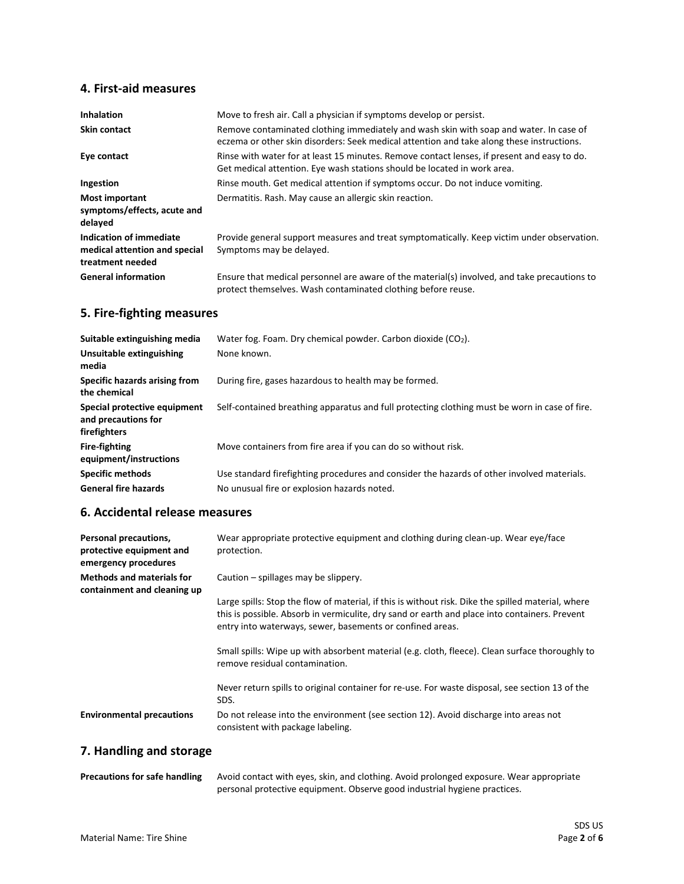## 4. First-aid measures

| | |
|---|---|
| **Inhalation** | Move to fresh air. Call a physician if symptoms develop or persist. |
| **Skin contact** | Remove contaminated clothing immediately and wash skin with soap and water. In case of eczema or other skin disorders: Seek medical attention and take along these instructions. |
| **Eye contact** | Rinse with water for at least 15 minutes. Remove contact lenses, if present and easy to do. Get medical attention. Eye wash stations should be located in work area. |
| **Ingestion** | Rinse mouth. Get medical attention if symptoms occur. Do not induce vomiting. |
| **Most important symptoms/effects, acute and delayed** | Dermatitis. Rash. May cause an allergic skin reaction. |
| **Indication of immediate medical attention and special treatment needed** | Provide general support measures and treat symptomatically. Keep victim under observation. Symptoms may be delayed. |
| **General information** | Ensure that medical personnel are aware of the material(s) involved, and take precautions to protect themselves. Wash contaminated clothing before reuse. |

## 5. Fire-fighting measures

| | |
|---|---|
| **Suitable extinguishing media** | Water fog. Foam. Dry chemical powder. Carbon dioxide ($CO_2$). |
| **Unsuitable extinguishing media** | None known. |
| **Specific hazards arising from the chemical** | During fire, gases hazardous to health may be formed. |
| **Special protective equipment and precautions for firefighters** | Self-contained breathing apparatus and full protecting clothing must be worn in case of fire. |
| **Fire-fighting equipment/instructions** | Move containers from fire area if you can do so without risk. |
| **Specific methods** | Use standard firefighting procedures and consider the hazards of other involved materials. |
| **General fire hazards** | No unusual fire or explosion hazards noted. |

## 6. Accidental release measures

| | |
|---|---|
| **Personal precautions, protective equipment and emergency procedures** | Wear appropriate protective equipment and clothing during clean-up. Wear eye/face protection. |
| **Methods and materials for containment and cleaning up** | Caution – spillages may be slippery.<br><br>Large spills: Stop the flow of material, if this is without risk. Dike the spilled material, where this is possible. Absorb in vermiculite, dry sand or earth and place into containers. Prevent entry into waterways, sewer, basements or confined areas.<br><br>Small spills: Wipe up with absorbent material (e.g. cloth, fleece). Clean surface thoroughly to remove residual contamination.<br><br>Never return spills to original container for re-use. For waste disposal, see section 13 of the SDS. |
| **Environmental precautions** | Do not release into the environment (see section 12). Avoid discharge into areas not consistent with package labeling. |

## 7. Handling and storage

| | |
|---|---|
| **Precautions for safe handling** | Avoid contact with eyes, skin, and clothing. Avoid prolonged exposure. Wear appropriate personal protective equipment. Observe good industrial hygiene practices. |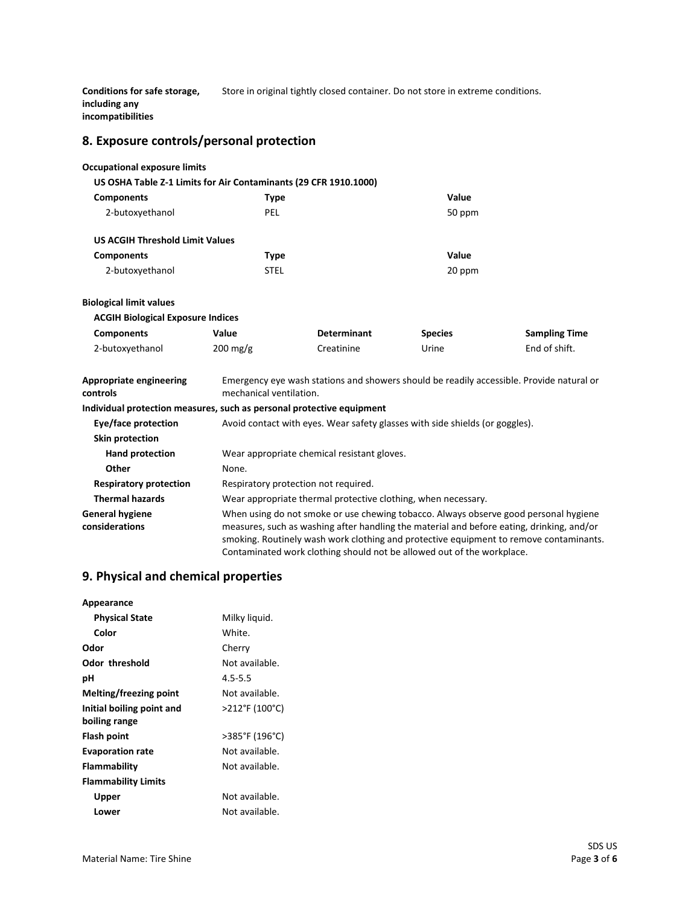**Conditions for safe storage, including any incompatibilities** Store in original tightly closed container. Do not store in extreme conditions.

## 8. Exposure controls/personal protection

**Occupational exposure limits**

**US OSHA Table Z-1 Limits for Air Contaminants (29 CFR 1910.1000)**

| Components | Type | Value |
|---|---|---|
| 2-butoxyethanol | PEL | 50 ppm |

**US ACGIH Threshold Limit Values**

| Components | Type | Value |
|---|---|---|
| 2-butoxyethanol | STEL | 20 ppm |

**Biological limit values**

**ACGIH Biological Exposure Indices**

| Components | Value | Determinant | Species | Sampling Time |
|---|---|---|---|---|
| 2-butoxyethanol | 200 mg/g | Creatinine | Urine | End of shift. |

**Appropriate engineering controls** Emergency eye wash stations and showers should be readily accessible. Provide natural or mechanical ventilation.

**Individual protection measures, such as personal protective equipment**

**Eye/face protection** Avoid contact with eyes. Wear safety glasses with side shields (or goggles).

**Skin protection**

**Hand protection** Wear appropriate chemical resistant gloves.

**Other** None.

**Respiratory protection** Respiratory protection not required.

**Thermal hazards** Wear appropriate thermal protective clothing, when necessary.

**General hygiene considerations** When using do not smoke or use chewing tobacco. Always observe good personal hygiene measures, such as washing after handling the material and before eating, drinking, and/or smoking. Routinely wash work clothing and protective equipment to remove contaminants. Contaminated work clothing should not be allowed out of the workplace.

## 9. Physical and chemical properties

**Appearance**

**Physical State** Milky liquid.

**Color** White.

**Odor** Cherry

**Odor threshold** Not available.

**pH** 4.5-5.5

**Melting/freezing point** Not available.

**Initial boiling point and boiling range** >212°F (100°C)

**Flash point** >385°F (196°C)

**Evaporation rate** Not available.

**Flammability** Not available.

**Flammability Limits**

**Upper** Not available.

**Lower** Not available.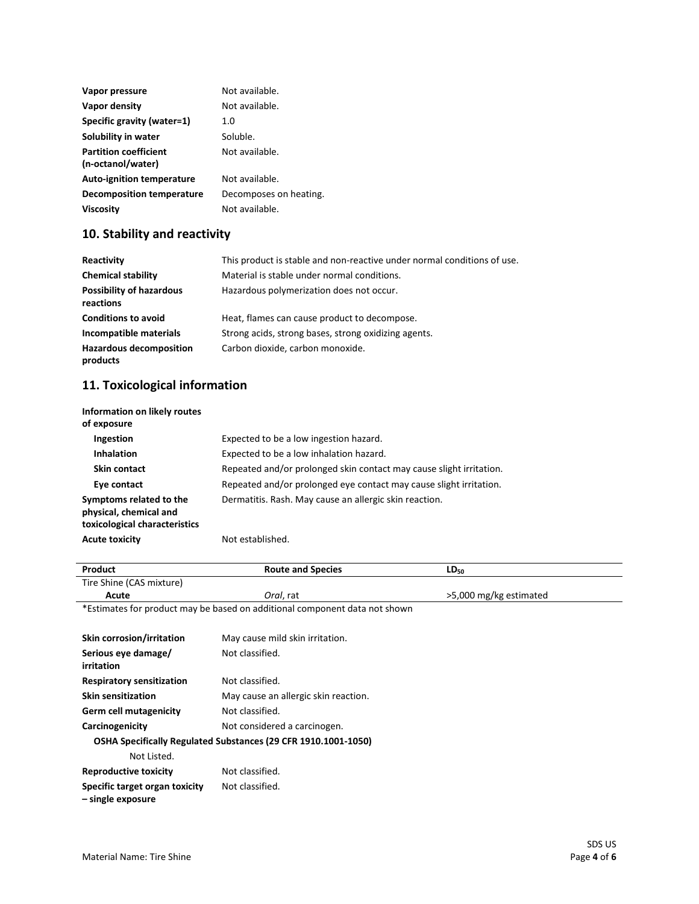| | |
|---|---|
| **Vapor pressure** | Not available. |
| **Vapor density** | Not available. |
| **Specific gravity (water=1)** | 1.0 |
| **Solubility in water** | Soluble. |
| **Partition coefficient (n-octanol/water)** | Not available. |
| **Auto-ignition temperature** | Not available. |
| **Decomposition temperature** | Decomposes on heating. |
| **Viscosity** | Not available. |

## 10. Stability and reactivity

| | |
|---|---|
| **Reactivity** | This product is stable and non-reactive under normal conditions of use. |
| **Chemical stability** | Material is stable under normal conditions. |
| **Possibility of hazardous reactions** | Hazardous polymerization does not occur. |
| **Conditions to avoid** | Heat, flames can cause product to decompose. |
| **Incompatible materials** | Strong acids, strong bases, strong oxidizing agents. |
| **Hazardous decomposition products** | Carbon dioxide, carbon monoxide. |

## 11. Toxicological information

**Information on likely routes of exposure**

| | |
|---|---|
| **Ingestion** | Expected to be a low ingestion hazard. |
| **Inhalation** | Expected to be a low inhalation hazard. |
| **Skin contact** | Repeated and/or prolonged skin contact may cause slight irritation. |
| **Eye contact** | Repeated and/or prolonged eye contact may cause slight irritation. |
| **Symptoms related to the physical, chemical and toxicological characteristics** | Dermatitis. Rash. May cause an allergic skin reaction. |
| **Acute toxicity** | Not established. |

| Product | Route and Species | $LD_{50}$ |
|---|---|---|
| Tire Shine (CAS mixture) | | |
| **Acute** | *Oral*, rat | >5,000 mg/kg estimated |

*Estimates for product may be based on additional component data not shown

| | |
|---|---|
| **Skin corrosion/irritation** | May cause mild skin irritation. |
| **Serious eye damage/ irritation** | Not classified. |
| **Respiratory sensitization** | Not classified. |
| **Skin sensitization** | May cause an allergic skin reaction. |
| **Germ cell mutagenicity** | Not classified. |
| **Carcinogenicity** | Not considered a carcinogen. |

**OSHA Specifically Regulated Substances (29 CFR 1910.1001-1050)**

Not Listed.

| | |
|---|---|
| **Reproductive toxicity** | Not classified. |
| **Specific target organ toxicity – single exposure** | Not classified. |

Material Name: Tire Shine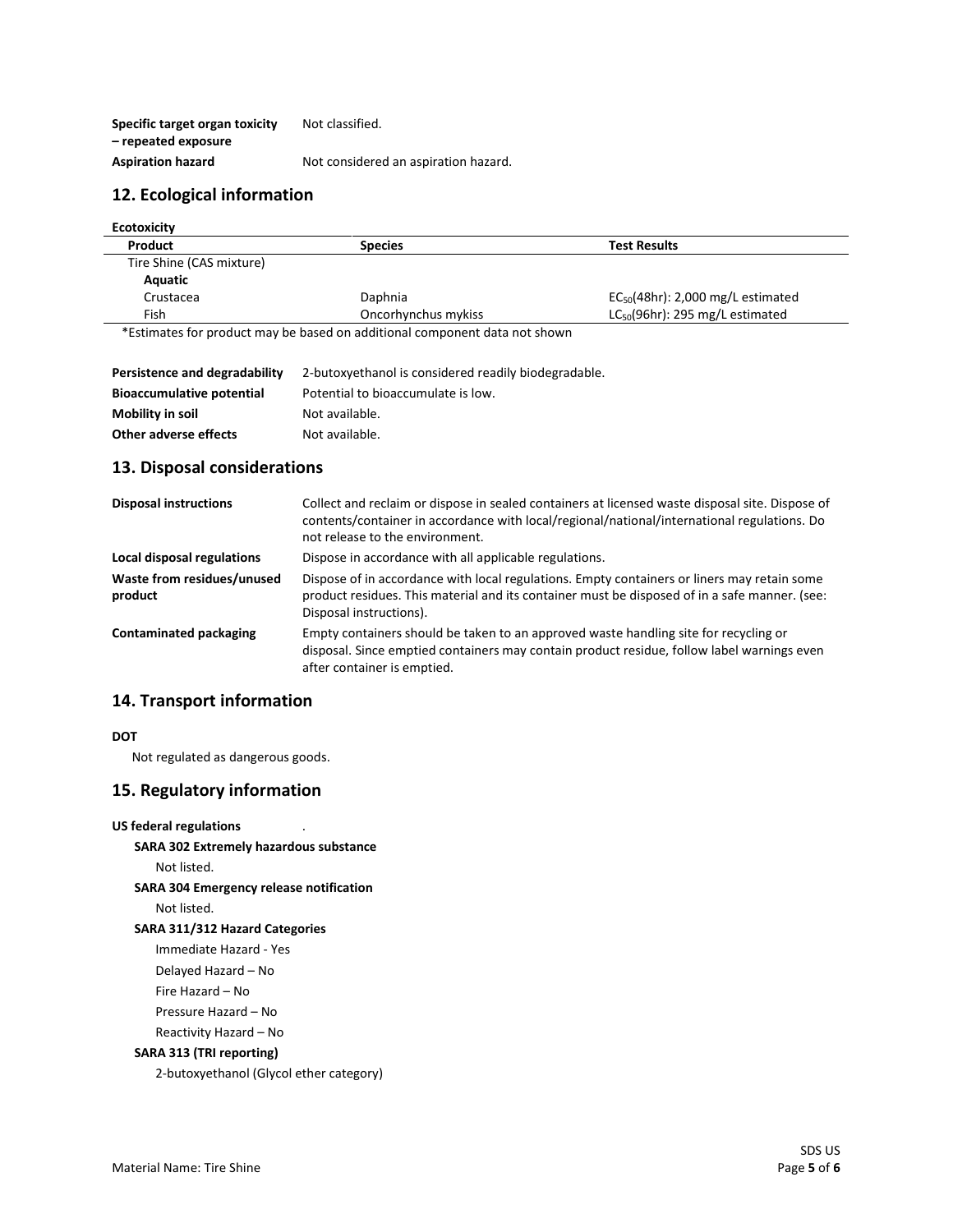| | |
|---|---|
| **Specific target organ toxicity – repeated exposure** | Not classified. |
| **Aspiration hazard** | Not considered an aspiration hazard. |

## 12. Ecological information

**Ecotoxicity**

| Product | Species | Test Results |
|---|---|---|
| Tire Shine (CAS mixture) | | |
| **Aquatic** | | |
| Crustacea | Daphnia | $EC_{50}$(48hr): 2,000 mg/L estimated |
| Fish | Oncorhynchus mykiss | $LC_{50}$(96hr): 295 mg/L estimated |

*Estimates for product may be based on additional component data not shown

| | |
|---|---|
| **Persistence and degradability** | 2-butoxyethanol is considered readily biodegradable. |
| **Bioaccumulative potential** | Potential to bioaccumulate is low. |
| **Mobility in soil** | Not available. |
| **Other adverse effects** | Not available. |

## 13. Disposal considerations

| | |
|---|---|
| **Disposal instructions** | Collect and reclaim or dispose in sealed containers at licensed waste disposal site. Dispose of contents/container in accordance with local/regional/national/international regulations. Do not release to the environment. |
| **Local disposal regulations** | Dispose in accordance with all applicable regulations. |
| **Waste from residues/unused product** | Dispose of in accordance with local regulations. Empty containers or liners may retain some product residues. This material and its container must be disposed of in a safe manner. (see: Disposal instructions). |
| **Contaminated packaging** | Empty containers should be taken to an approved waste handling site for recycling or disposal. Since emptied containers may contain product residue, follow label warnings even after container is emptied. |

## 14. Transport information

**DOT**

Not regulated as dangerous goods.

## 15. Regulatory information

**US federal regulations** .

**SARA 302 Extremely hazardous substance**

Not listed.

**SARA 304 Emergency release notification**

Not listed.

**SARA 311/312 Hazard Categories**

Immediate Hazard - Yes

Delayed Hazard – No

Fire Hazard – No

Pressure Hazard – No

Reactivity Hazard – No

**SARA 313 (TRI reporting)**

2-butoxyethanol (Glycol ether category)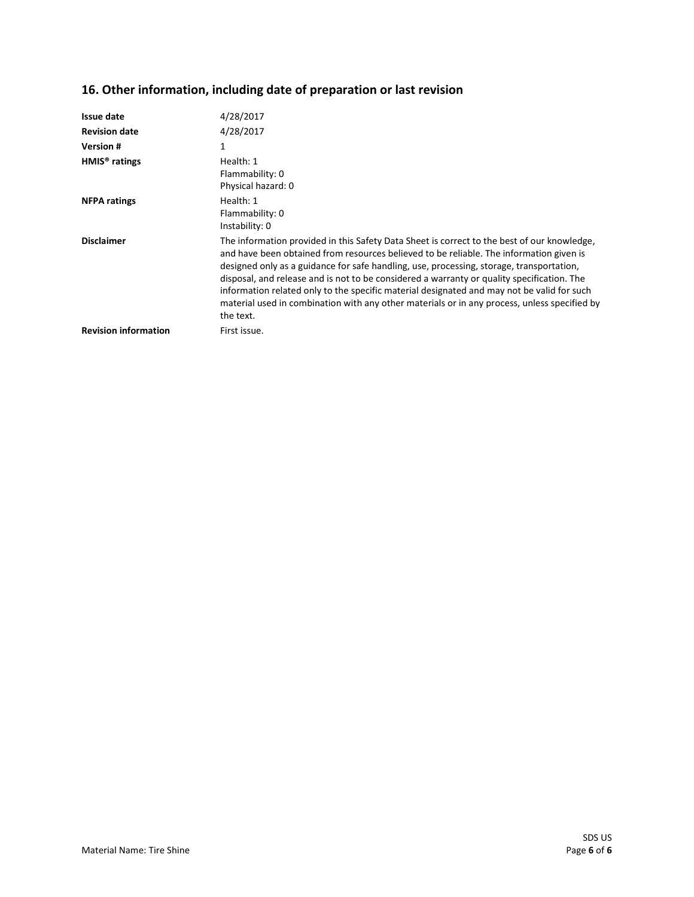## 16. Other information, including date of preparation or last revision

| | |
|---|---|
| **Issue date** | 4/28/2017 |
| **Revision date** | 4/28/2017 |
| **Version #** | 1 |
| **HMIS® ratings** | Health: 1<br>Flammability: 0<br>Physical hazard: 0 |
| **NFPA ratings** | Health: 1<br>Flammability: 0<br>Instability: 0 |
| **Disclaimer** | The information provided in this Safety Data Sheet is correct to the best of our knowledge, and have been obtained from resources believed to be reliable. The information given is designed only as a guidance for safe handling, use, processing, storage, transportation, disposal, and release and is not to be considered a warranty or quality specification. The information related only to the specific material designated and may not be valid for such material used in combination with any other materials or in any process, unless specified by the text. |
| **Revision information** | First issue. |